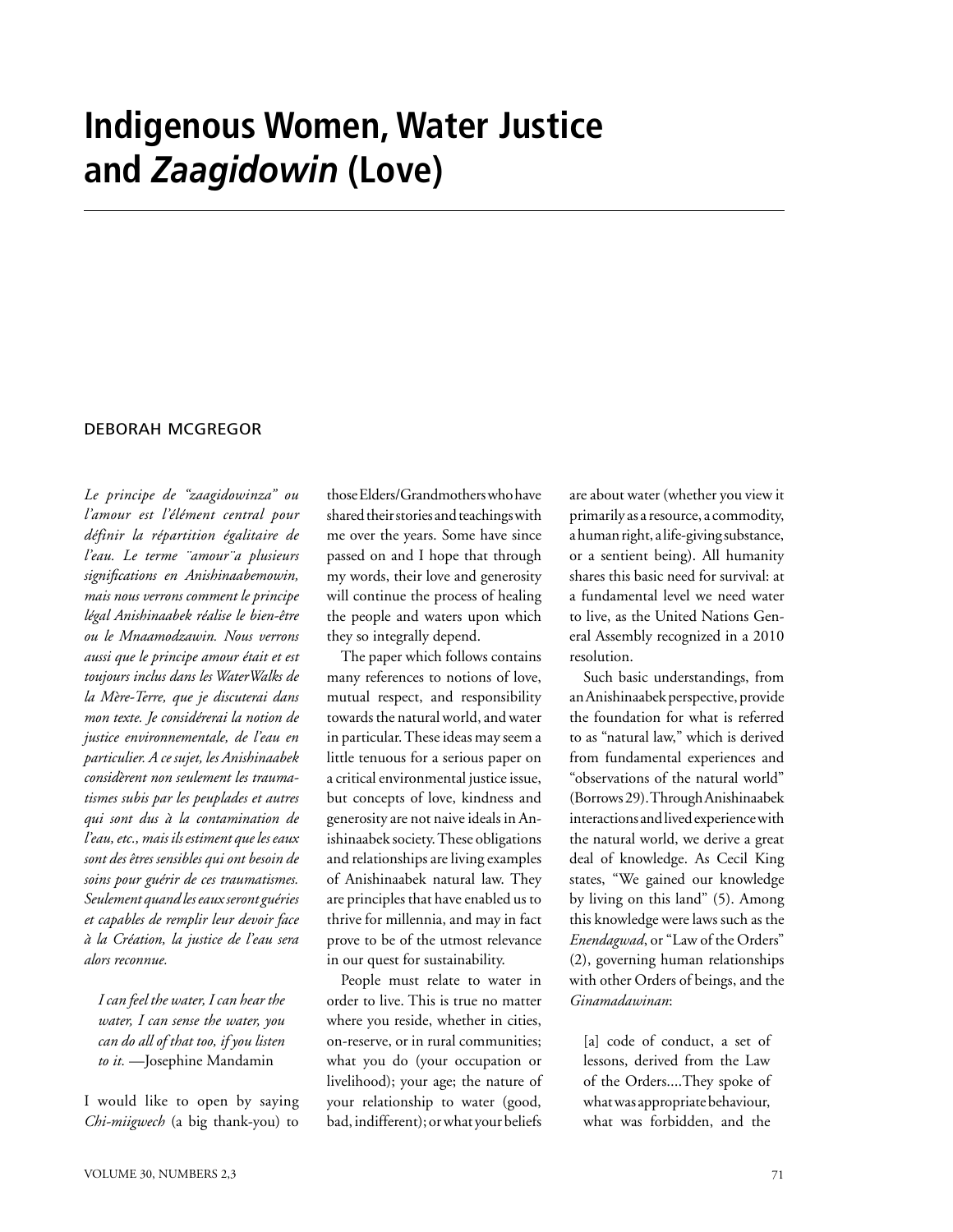# Indigenous Women, Water Justice and *Zaagidowin* (Love)

DEBORAH MCGREGOR

*Le principe de "zaagidowinza" ou l'amour est l'élément central pour définir la répartition égalitaire de l'eau. Le terme ¨amour¨a plusieurs significations en Anishinaabemowin, mais nous verrons comment le principe légal Anishinaabek réalise le bien-être ou le Mnaamodzawin. Nous verrons aussi que le principe amour était et est toujours inclus dans les WaterWalks de la Mère-Terre, que je discuterai dans mon texte. Je considérerai la notion de justice environnementale, de l'eau en particulier. A ce sujet, les Anishinaabek considèrent non seulement les traumatismes subis par les peuplades et autres qui sont dus à la contamination de l'eau, etc., mais ils estiment que les eaux sont des êtres sensibles qui ont besoin de soins pour guérir de ces traumatismes. Seulement quand les eaux seront guéries et capables de remplir leur devoir face à la Création, la justice de l'eau sera alors reconnue.*

> *I can feel the water, I can hear the water, I can sense the water, you can do all of that too, if you listen to it.* —Josephine Mandamin

I would like to open by saying *Chi-miigwech* (a big thank-you) to those Elders/Grandmothers who have shared their stories and teachings with me over the years. Some have since passed on and I hope that through my words, their love and generosity will continue the process of healing the people and waters upon which they so integrally depend.

The paper which follows contains many references to notions of love, mutual respect, and responsibility towards the natural world, and water in particular. These ideas may seem a little tenuous for a serious paper on a critical environmental justice issue, but concepts of love, kindness and generosity are not naive ideals in Anishinaabek society. These obligations and relationships are living examples of Anishinaabek natural law. They are principles that have enabled us to thrive for millennia, and may in fact prove to be of the utmost relevance in our quest for sustainability.

People must relate to water in order to live. This is true no matter where you reside, whether in cities, on-reserve, or in rural communities; what you do (your occupation or livelihood); your age; the nature of your relationship to water (good, bad, indifferent); or what your beliefs are about water (whether you view it primarily as a resource, a commodity, a human right, a life-giving substance, or a sentient being). All humanity shares this basic need for survival: at a fundamental level we need water to live, as the United Nations General Assembly recognized in a 2010 resolution.

Such basic understandings, from an Anishinaabek perspective, provide the foundation for what is referred to as "natural law," which is derived from fundamental experiences and "observations of the natural world" (Borrows 29). Through Anishinaabek interactions and lived experience with the natural world, we derive a great deal of knowledge. As Cecil King states, "We gained our knowledge by living on this land" (5). Among this knowledge were laws such as the *Enendagwad*, or "Law of the Orders" (2), governing human relationships with other Orders of beings, and the *Ginamadawinan*:

> [a] code of conduct, a set of lessons, derived from the Law of the Orders....They spoke of what was appropriate behaviour, what was forbidden, and the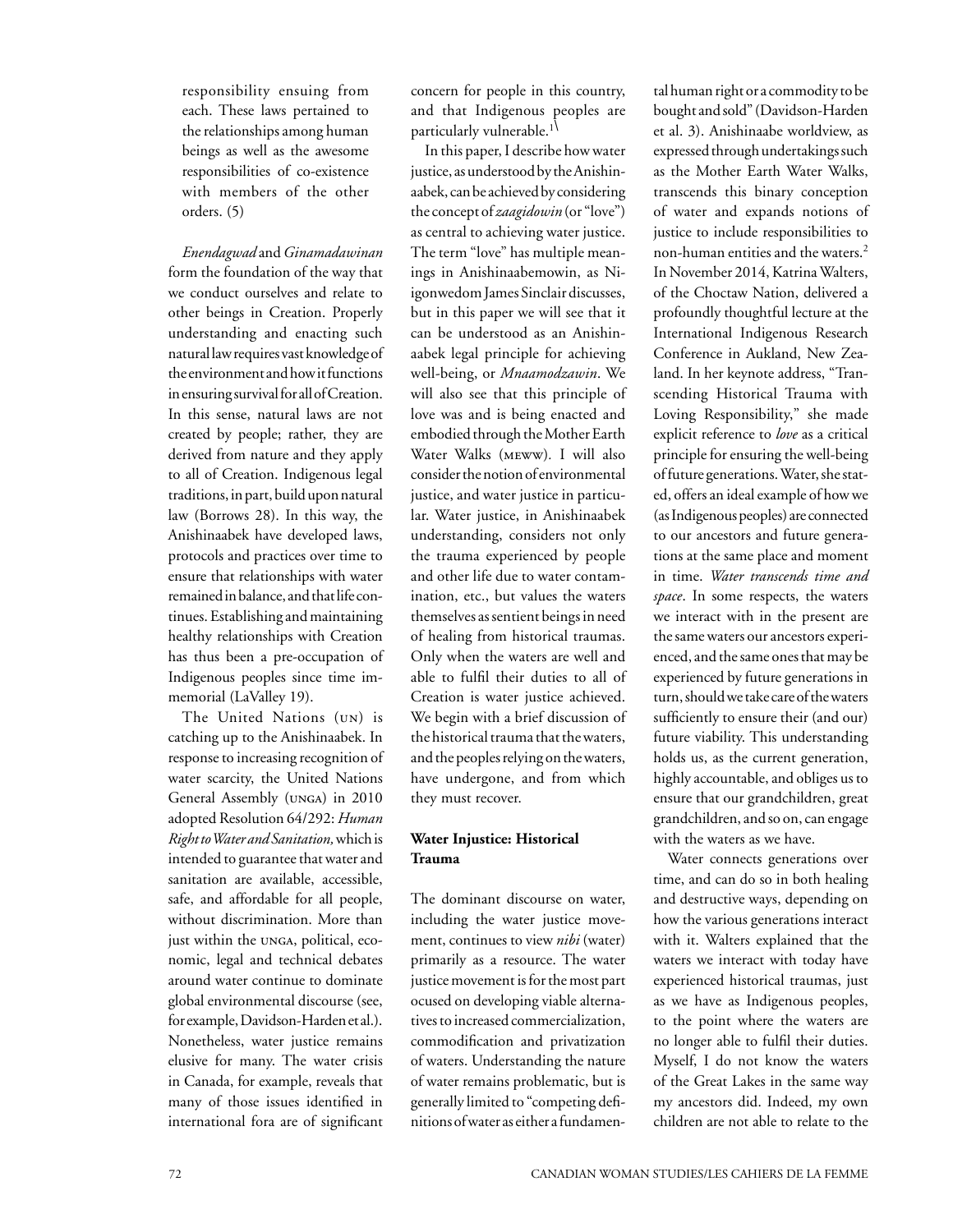responsibility ensuing from each. These laws pertained to the relationships among human beings as well as the awesome responsibilities of co-existence with members of the other orders. (5)

*Enendagwad* and *Ginamadawinan* form the foundation of the way that we conduct ourselves and relate to other beings in Creation. Properly understanding and enacting such natural law requires vast knowledge of the environment and how it functions in ensuring survival for all of Creation. In this sense, natural laws are not created by people; rather, they are derived from nature and they apply to all of Creation. Indigenous legal traditions, in part, build upon natural law (Borrows 28). In this way, the Anishinaabek have developed laws, protocols and practices over time to ensure that relationships with water remained in balance, and that life continues. Establishing and maintaining healthy relationships with Creation has thus been a pre-occupation of Indigenous peoples since time immemorial (LaValley 19).

The United Nations (UN) is catching up to the Anishinaabek. In response to increasing recognition of water scarcity, the United Nations General Assembly (UNGA) in 2010 adopted Resolution 64/292: *Human Right to Water and Sanitation,* which is intended to guarantee that water and sanitation are available, accessible, safe, and affordable for all people, without discrimination. More than just within the UNGA, political, economic, legal and technical debates around water continue to dominate global environmental discourse (see, for example, Davidson-Harden et al.). Nonetheless, water justice remains elusive for many. The water crisis in Canada, for example, reveals that many of those issues identified in international fora are of significant concern for people in this country, and that Indigenous peoples are particularly vulnerable.[1]

In this paper, I describe how water justice, as understood by the Anishinaabek, can be achieved by considering the concept of *zaagidowin* (or "love") as central to achieving water justice. The term "love" has multiple meanings in Anishinaabemowin, as Niigonwedom James Sinclair discusses, but in this paper we will see that it can be understood as an Anishinaabek legal principle for achieving well-being, or *Mnaamodzawin*. We will also see that this principle of love was and is being enacted and embodied through the Mother Earth Water Walks (MEWW). I will also consider the notion of environmental justice, and water justice in particular. Water justice, in Anishinaabek understanding, considers not only the trauma experienced by people and other life due to water contamination, etc., but values the waters themselves as sentient beings in need of healing from historical traumas. Only when the waters are well and able to fulfil their duties to all of Creation is water justice achieved. We begin with a brief discussion of the historical trauma that the waters, and the peoples relying on the waters, have undergone, and from which they must recover.

## Water Injustice: Historical Trauma

The dominant discourse on water, including the water justice movement, continues to view *nibi* (water) primarily as a resource. The water justice movement is for the most part ocused on developing viable alternatives to increased commercialization, commodification and privatization of waters. Understanding the nature of water remains problematic, but is generally limited to "competing definitions of water as either a fundamental human right or a commodity to be bought and sold" (Davidson-Harden et al. 3). Anishinaabe worldview, as expressed through undertakings such as the Mother Earth Water Walks, transcends this binary conception of water and expands notions of justice to include responsibilities to non-human entities and the waters.[2] In November 2014, Katrina Walters, of the Choctaw Nation, delivered a profoundly thoughtful lecture at the International Indigenous Research Conference in Aukland, New Zealand. In her keynote address, "Transcending Historical Trauma with Loving Responsibility," she made explicit reference to *love* as a critical principle for ensuring the well-being of future generations. Water, she stated, offers an ideal example of how we (as Indigenous peoples) are connected to our ancestors and future generations at the same place and moment in time. *Water transcends time and space*. In some respects, the waters we interact with in the present are the same waters our ancestors experienced, and the same ones that may be experienced by future generations in turn, should we take care of the waters sufficiently to ensure their (and our) future viability. This understanding holds us, as the current generation, highly accountable, and obliges us to ensure that our grandchildren, great grandchildren, and so on, can engage with the waters as we have.

Water connects generations over time, and can do so in both healing and destructive ways, depending on how the various generations interact with it. Walters explained that the waters we interact with today have experienced historical traumas, just as we have as Indigenous peoples, to the point where the waters are no longer able to fulfil their duties. Myself, I do not know the waters of the Great Lakes in the same way my ancestors did. Indeed, my own children are not able to relate to the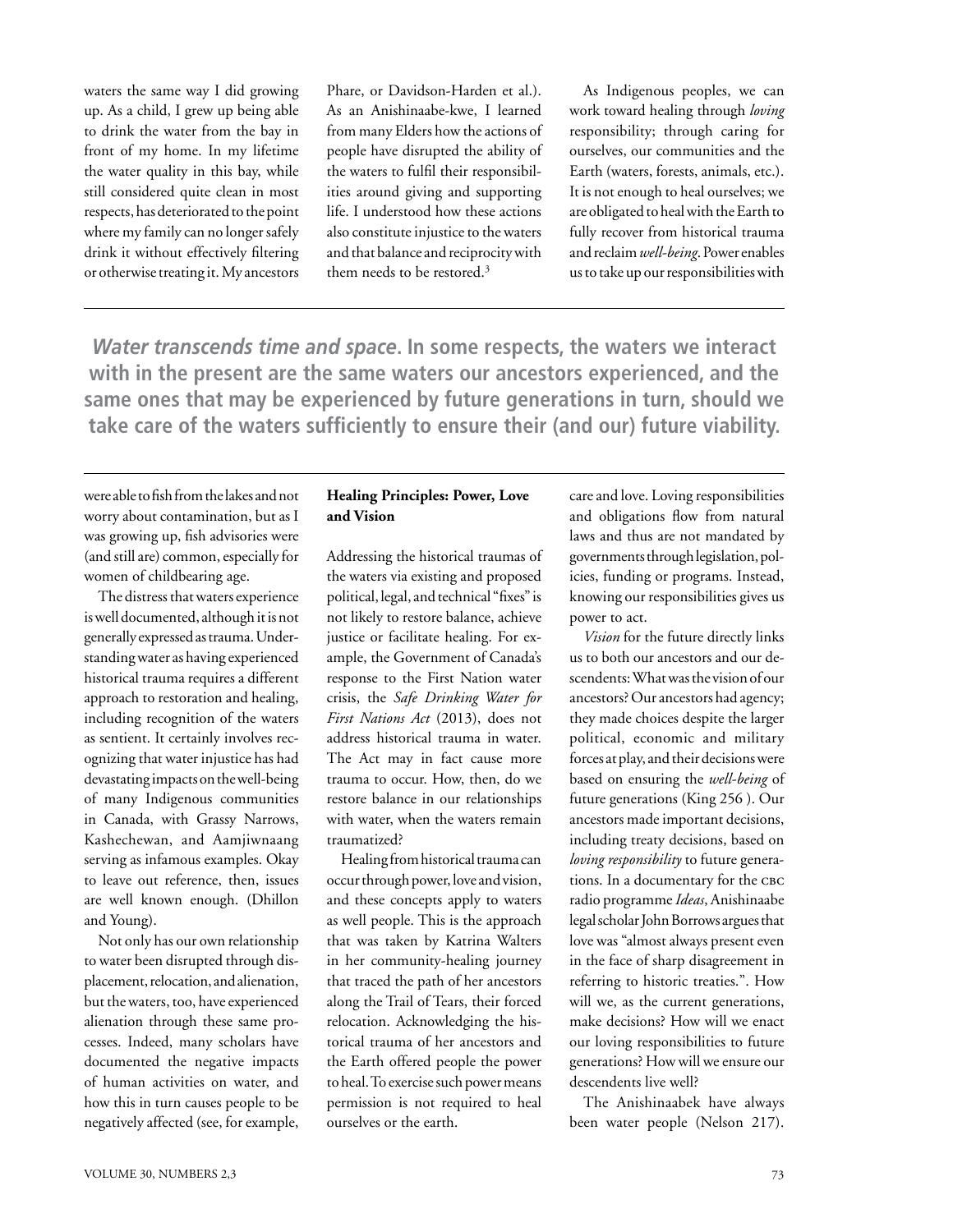waters the same way I did growing up. As a child, I grew up being able to drink the water from the bay in front of my home. In my lifetime the water quality in this bay, while still considered quite clean in most respects, has deteriorated to the point where my family can no longer safely drink it without effectively filtering or otherwise treating it. My ancestors were able to fish from the lakes and not worry about contamination, but as I was growing up, fish advisories were (and still are) common, especially for women of childbearing age.

The distress that waters experience is well documented, although it is not generally expressed as trauma. Understanding water as having experienced historical trauma requires a different approach to restoration and healing, including recognition of the waters as sentient. It certainly involves recognizing that water injustice has had devastating impacts on the well-being of many Indigenous communities in Canada, with Grassy Narrows, Kashechewan, and Aamjiwnaang serving as infamous examples. Okay to leave out reference, then, issues are well known enough. (Dhillon and Young).

Not only has our own relationship to water been disrupted through displacement, relocation, and alienation, but the waters, too, have experienced alienation through these same processes. Indeed, many scholars have documented the negative impacts of human activities on water, and how this in turn causes people to be negatively affected (see, for example, Phare, or Davidson-Harden et al.). As an Anishinaabe-kwe, I learned from many Elders how the actions of people have disrupted the ability of the waters to fulfil their responsibilities around giving and supporting life. I understood how these actions also constitute injustice to the waters and that balance and reciprocity with them needs to be restored.[3]

**Healing Principles: Power, Love and Vision**

Addressing the historical traumas of the waters via existing and proposed political, legal, and technical "fixes" is not likely to restore balance, achieve justice or facilitate healing. For example, the Government of Canada's response to the First Nation water crisis, the *Safe Drinking Water for First Nations Act* (2013), does not address historical trauma in water. The Act may in fact cause more trauma to occur. How, then, do we restore balance in our relationships with water, when the waters remain traumatized?

Healing from historical trauma can occur through power, love and vision, and these concepts apply to waters as well people. This is the approach that was taken by Katrina Walters in her community-healing journey that traced the path of her ancestors along the Trail of Tears, their forced relocation. Acknowledging the historical trauma of her ancestors and the Earth offered people the power to heal. To exercise such power means permission is not required to heal ourselves or the earth.

As Indigenous peoples, we can work toward healing through *loving* responsibility; through caring for ourselves, our communities and the Earth (waters, forests, animals, etc.). It is not enough to heal ourselves; we are obligated to heal with the Earth to fully recover from historical trauma and reclaim *well-being*. Power enables us to take up our responsibilities with care and love. Loving responsibilities and obligations flow from natural laws and thus are not mandated by governments through legislation, policies, funding or programs. Instead, knowing our responsibilities gives us power to act.

> ***Water transcends time and space*. In some respects, the waters we interact with in the present are the same waters our ancestors experienced, and the same ones that may be experienced by future generations in turn, should we take care of the waters sufficiently to ensure their (and our) future viability.**

*Vision* for the future directly links us to both our ancestors and our descendents: What was the vision of our ancestors? Our ancestors had agency; they made choices despite the larger political, economic and military forces at play, and their decisions were based on ensuring the *well-being* of future generations (King 256 ). Our ancestors made important decisions, including treaty decisions, based on *loving responsibility* to future generations. In a documentary for the CBC radio programme *Ideas*, Anishinaabe legal scholar John Borrows argues that love was "almost always present even in the face of sharp disagreement in referring to historic treaties.". How will we, as the current generations, make decisions? How will we enact our loving responsibilities to future generations? How will we ensure our descendents live well?

The Anishinaabek have always been water people (Nelson 217).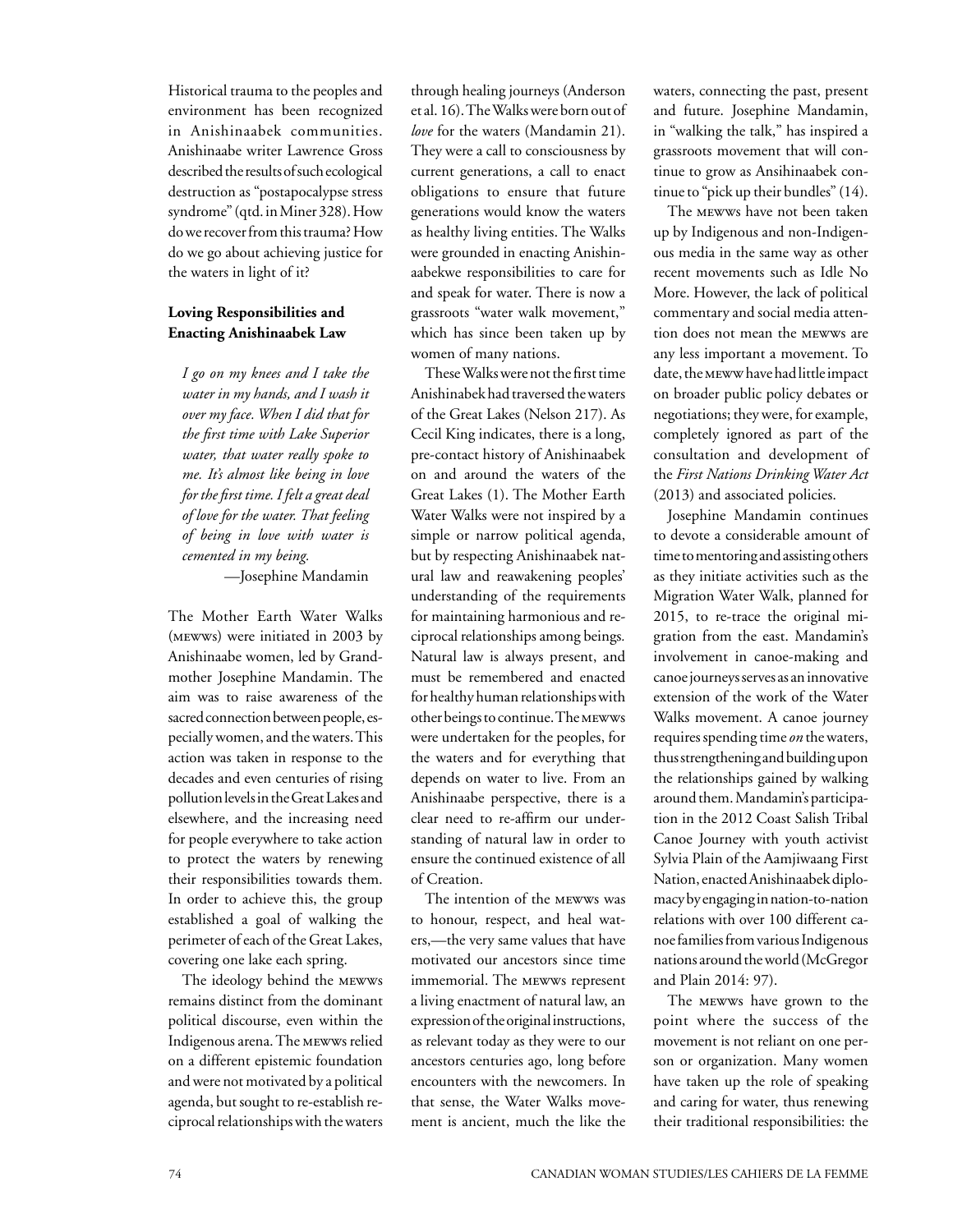Historical trauma to the peoples and environment has been recognized in Anishinaabek communities. Anishinaabe writer Lawrence Gross described the results of such ecological destruction as "postapocalypse stress syndrome" (qtd. in Miner 328). How do we recover from this trauma? How do we go about achieving justice for the waters in light of it?

### Loving Responsibilities and Enacting Anishinaabek Law

> *I go on my knees and I take the water in my hands, and I wash it over my face. When I did that for the first time with Lake Superior water, that water really spoke to me. It's almost like being in love for the first time. I felt a great deal of love for the water. That feeling of being in love with water is cemented in my being.*
>
> —Josephine Mandamin

The Mother Earth Water Walks (MEWWS) were initiated in 2003 by Anishinaabe women, led by Grandmother Josephine Mandamin. The aim was to raise awareness of the sacred connection between people, especially women, and the waters. This action was taken in response to the decades and even centuries of rising pollution levels in the Great Lakes and elsewhere, and the increasing need for people everywhere to take action to protect the waters by renewing their responsibilities towards them. In order to achieve this, the group established a goal of walking the perimeter of each of the Great Lakes, covering one lake each spring.

The ideology behind the MEWWS remains distinct from the dominant political discourse, even within the Indigenous arena. The MEWWS relied on a different epistemic foundation and were not motivated by a political agenda, but sought to re-establish reciprocal relationships with the waters through healing journeys (Anderson et al. 16). The Walks were born out of *love* for the waters (Mandamin 21). They were a call to consciousness by current generations, a call to enact obligations to ensure that future generations would know the waters as healthy living entities. The Walks were grounded in enacting Anishinaabekwe responsibilities to care for and speak for water. There is now a grassroots "water walk movement," which has since been taken up by women of many nations.

These Walks were not the first time Anishinabek had traversed the waters of the Great Lakes (Nelson 217). As Cecil King indicates, there is a long, pre-contact history of Anishinaabek on and around the waters of the Great Lakes (1). The Mother Earth Water Walks were not inspired by a simple or narrow political agenda, but by respecting Anishinaabek natural law and reawakening peoples' understanding of the requirements for maintaining harmonious and reciprocal relationships among beings. Natural law is always present, and must be remembered and enacted for healthy human relationships with other beings to continue. The MEWWS were undertaken for the peoples, for the waters and for everything that depends on water to live. From an Anishinaabe perspective, there is a clear need to re-affirm our understanding of natural law in order to ensure the continued existence of all of Creation.

The intention of the MEWWS was to honour, respect, and heal waters,—the very same values that have motivated our ancestors since time immemorial. The MEWWS represent a living enactment of natural law, an expression of the original instructions, as relevant today as they were to our ancestors centuries ago, long before encounters with the newcomers. In that sense, the Water Walks movement is ancient, much the like the waters, connecting the past, present and future. Josephine Mandamin, in "walking the talk," has inspired a grassroots movement that will continue to grow as Ansihinaabek continue to "pick up their bundles" (14).

The MEWWS have not been taken up by Indigenous and non-Indigenous media in the same way as other recent movements such as Idle No More. However, the lack of political commentary and social media attention does not mean the MEWWS are any less important a movement. To date, the MEWW have had little impact on broader public policy debates or negotiations; they were, for example, completely ignored as part of the consultation and development of the *First Nations Drinking Water Act* (2013) and associated policies.

Josephine Mandamin continues to devote a considerable amount of time to mentoring and assisting others as they initiate activities such as the Migration Water Walk, planned for 2015, to re-trace the original migration from the east. Mandamin's involvement in canoe-making and canoe journeys serves as an innovative extension of the work of the Water Walks movement. A canoe journey requires spending time *on* the waters, thus strengthening and building upon the relationships gained by walking around them. Mandamin's participation in the 2012 Coast Salish Tribal Canoe Journey with youth activist Sylvia Plain of the Aamjiwaang First Nation, enacted Anishinaabek diplomacy by engaging in nation-to-nation relations with over 100 different canoe families from various Indigenous nations around the world (McGregor and Plain 2014: 97).

The MEWWS have grown to the point where the success of the movement is not reliant on one person or organization. Many women have taken up the role of speaking and caring for water, thus renewing their traditional responsibilities: the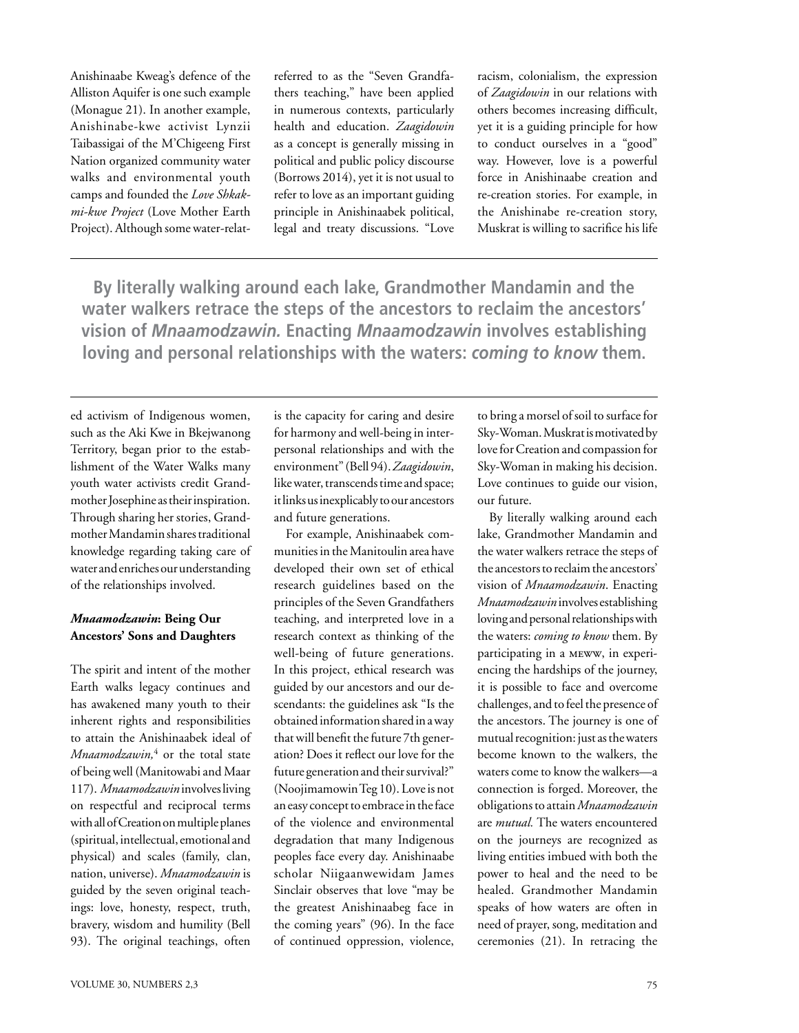Anishinaabe Kweag's defence of the Alliston Aquifer is one such example (Monague 21). In another example, Anishinabe-kwe activist Lynzii Taibassigai of the M'Chigeeng First Nation organized community water walks and environmental youth camps and founded the *Love Shkakmi-kwe Project* (Love Mother Earth Project). Although some water-related activism of Indigenous women, such as the Aki Kwe in Bkejwanong Territory, began prior to the establishment of the Water Walks many youth water activists credit Grandmother Josephine as their inspiration. Through sharing her stories, Grandmother Mandamin shares traditional knowledge regarding taking care of water and enriches our understanding of the relationships involved.

> **By literally walking around each lake, Grandmother Mandamin and the water walkers retrace the steps of the ancestors to reclaim the ancestors' vision of *Mnaamodzawin.* Enacting *Mnaamodzawin* involves establishing loving and personal relationships with the waters: *coming to know* them.**

### *Mnaamodzawin*: Being Our Ancestors' Sons and Daughters

The spirit and intent of the mother Earth walks legacy continues and has awakened many youth to their inherent rights and responsibilities to attain the Anishinaabek ideal of *Mnaamodzawin,*[4] or the total state of being well (Manitowabi and Maar 117). *Mnaamodzawin* involves living on respectful and reciprocal terms with all of Creation on multiple planes (spiritual, intellectual, emotional and physical) and scales (family, clan, nation, universe). *Mnaamodzawin* is guided by the seven original teachings: love, honesty, respect, truth, bravery, wisdom and humility (Bell 93). The original teachings, often referred to as the "Seven Grandfathers teaching," have been applied in numerous contexts, particularly health and education. *Zaagidowin* as a concept is generally missing in political and public policy discourse (Borrows 2014), yet it is not usual to refer to love as an important guiding principle in Anishinaabek political, legal and treaty discussions. "Love is the capacity for caring and desire for harmony and well-being in interpersonal relationships and with the environment" (Bell 94). *Zaagidowin*, like water, transcends time and space; it links us inexplicably to our ancestors and future generations.

For example, Anishinaabek communities in the Manitoulin area have developed their own set of ethical research guidelines based on the principles of the Seven Grandfathers teaching, and interpreted love in a research context as thinking of the well-being of future generations. In this project, ethical research was guided by our ancestors and our descendants: the guidelines ask "Is the obtained information shared in a way that will benefit the future 7th generation? Does it reflect our love for the future generation and their survival?" (Noojimamowin Teg 10). Love is not an easy concept to embrace in the face of the violence and environmental degradation that many Indigenous peoples face every day. Anishinaabe scholar Niigaanwewidam James Sinclair observes that love "may be the greatest Anishinaabeg face in the coming years" (96). In the face of continued oppression, violence, racism, colonialism, the expression of *Zaagidowin* in our relations with others becomes increasing difficult, yet it is a guiding principle for how to conduct ourselves in a "good" way. However, love is a powerful force in Anishinaabe creation and re-creation stories. For example, in the Anishinabe re-creation story, Muskrat is willing to sacrifice his life to bring a morsel of soil to surface for Sky-Woman. Muskrat is motivated by love for Creation and compassion for Sky-Woman in making his decision. Love continues to guide our vision, our future.

By literally walking around each lake, Grandmother Mandamin and the water walkers retrace the steps of the ancestors to reclaim the ancestors' vision of *Mnaamodzawin*. Enacting *Mnaamodzawin* involves establishing loving and personal relationships with the waters: *coming to know* them. By participating in a MEWW, in experiencing the hardships of the journey, it is possible to face and overcome challenges, and to feel the presence of the ancestors. The journey is one of mutual recognition: just as the waters become known to the walkers, the waters come to know the walkers—a connection is forged. Moreover, the obligations to attain *Mnaamodzawin* are *mutual.* The waters encountered on the journeys are recognized as living entities imbued with both the power to heal and the need to be healed. Grandmother Mandamin speaks of how waters are often in need of prayer, song, meditation and ceremonies (21). In retracing the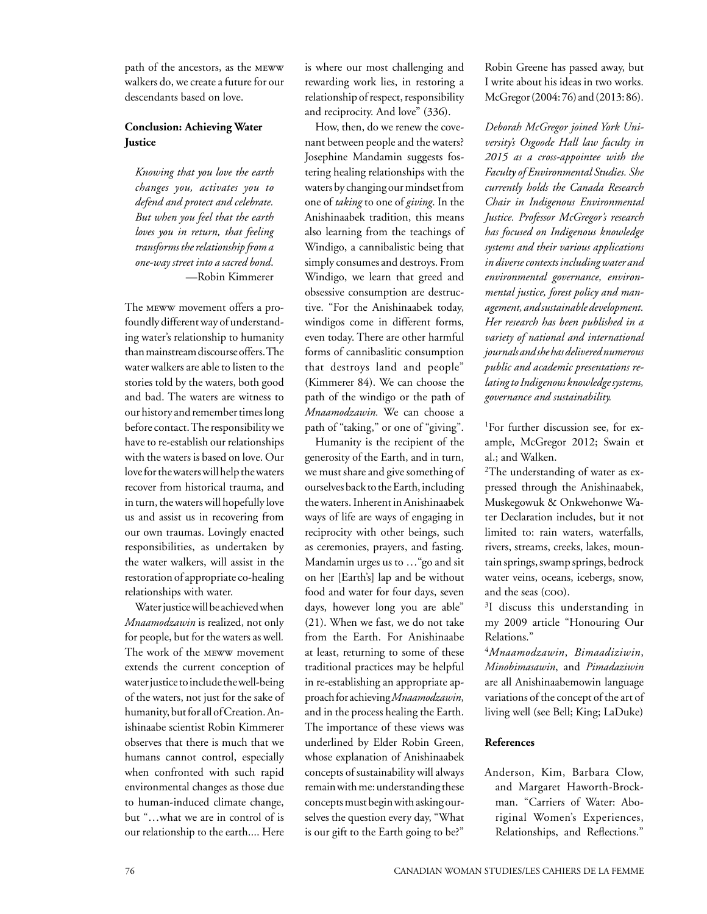path of the ancestors, as the MEWW walkers do, we create a future for our descendants based on love.

## Conclusion: Achieving Water Justice

> *Knowing that you love the earth changes you, activates you to defend and protect and celebrate. But when you feel that the earth loves you in return, that feeling transforms the relationship from a one-way street into a sacred bond.*
> —Robin Kimmerer

The MEWW movement offers a profoundly different way of understanding water's relationship to humanity than mainstream discourse offers. The water walkers are able to listen to the stories told by the waters, both good and bad. The waters are witness to our history and remember times long before contact. The responsibility we have to re-establish our relationships with the waters is based on love. Our love for the waters will help the waters recover from historical trauma, and in turn, the waters will hopefully love us and assist us in recovering from our own traumas. Lovingly enacted responsibilities, as undertaken by the water walkers, will assist in the restoration of appropriate co-healing relationships with water.

Water justice will be achieved when *Mnaamodzawin* is realized, not only for people, but for the waters as well. The work of the MEWW movement extends the current conception of water justice to include the well-being of the waters, not just for the sake of humanity, but for all of Creation. Anishinaabe scientist Robin Kimmerer observes that there is much that we humans cannot control, especially when confronted with such rapid environmental changes as those due to human-induced climate change, but "…what we are in control of is our relationship to the earth.... Here is where our most challenging and rewarding work lies, in restoring a relationship of respect, responsibility and reciprocity. And love" (336).

How, then, do we renew the covenant between people and the waters? Josephine Mandamin suggests fostering healing relationships with the waters by changing our mindset from one of *taking* to one of *giving*. In the Anishinaabek tradition, this means also learning from the teachings of Windigo, a cannibalistic being that simply consumes and destroys. From Windigo, we learn that greed and obsessive consumption are destructive. "For the Anishinaabek today, windigos come in different forms, even today. There are other harmful forms of cannibaslitic consumption that destroys land and people" (Kimmerer 84). We can choose the path of the windigo or the path of *Mnaamodzawin.* We can choose a path of "taking," or one of "giving".

Humanity is the recipient of the generosity of the Earth, and in turn, we must share and give something of ourselves back to the Earth, including the waters. Inherent in Anishinaabek ways of life are ways of engaging in reciprocity with other beings, such as ceremonies, prayers, and fasting. Mandamin urges us to …"go and sit on her [Earth's] lap and be without food and water for four days, seven days, however long you are able" (21). When we fast, we do not take from the Earth. For Anishinaabe at least, returning to some of these traditional practices may be helpful in re-establishing an appropriate approach for achieving *Mnaamodzawin*, and in the process healing the Earth. The importance of these views was underlined by Elder Robin Green, whose explanation of Anishinaabek concepts of sustainability will always remain with me: understanding these concepts must begin with asking ourselves the question every day, "What is our gift to the Earth going to be?" Robin Greene has passed away, but I write about his ideas in two works. McGregor (2004: 76) and (2013: 86).

*Deborah McGregor joined York University's Osgoode Hall law faculty in 2015 as a cross-appointee with the Faculty of Environmental Studies. She currently holds the Canada Research Chair in Indigenous Environmental Justice. Professor McGregor's research has focused on Indigenous knowledge systems and their various applications in diverse contexts including water and environmental governance, environmental justice, forest policy and management, and sustainable development. Her research has been published in a variety of national and international journals and she has delivered numerous public and academic presentations relating to Indigenous knowledge systems, governance and sustainability.*

[1]For further discussion see, for example, McGregor 2012; Swain et al.; and Walken.

[2]The understanding of water as expressed through the Anishinaabek, Muskegowuk & Onkwehonwe Water Declaration includes, but it not limited to: rain waters, waterfalls, rivers, streams, creeks, lakes, mountain springs, swamp springs, bedrock water veins, oceans, icebergs, snow, and the seas (COO).

[3]I discuss this understanding in my 2009 article "Honouring Our Relations."

[4]*Mnaamodzawin*, *Bimaadiziwin*, *Minobimasawin*, and *Pimadaziwin* are all Anishinaabemowin language variations of the concept of the art of living well (see Bell; King; LaDuke)

### References

Anderson, Kim, Barbara Clow, and Margaret Haworth-Brockman. "Carriers of Water: Aboriginal Women's Experiences, Relationships, and Reflections."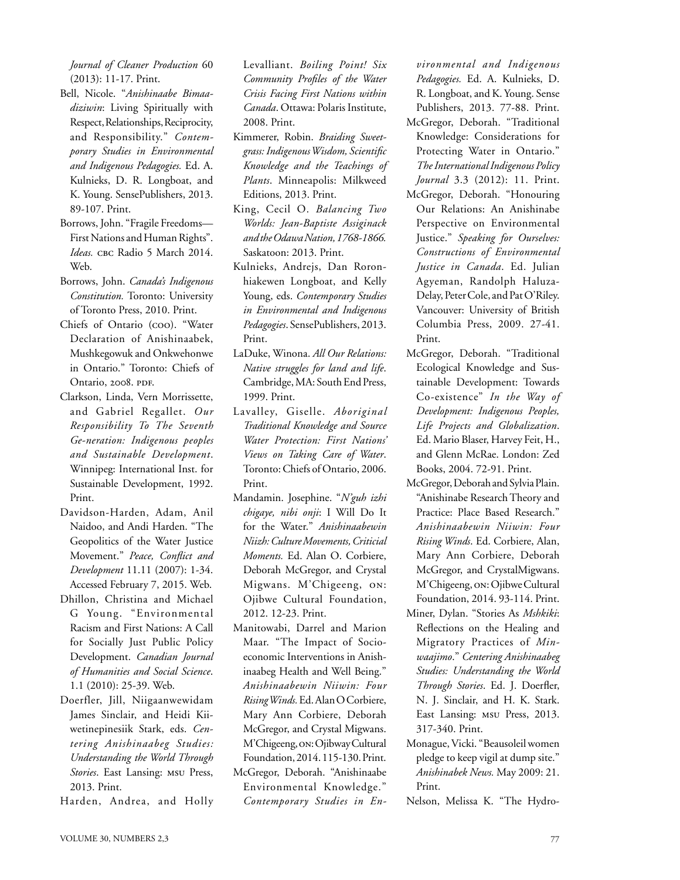*Journal of Cleaner Production* 60 (2013): 11-17. Print.

Bell, Nicole. "*Anishinaabe Bimaadiziwin*: Living Spiritually with Respect, Relationships, Reciprocity, and Responsibility." *Contemporary Studies in Environmental and Indigenous Pedagogies.* Ed. A. Kulnieks, D. R. Longboat, and K. Young. SensePublishers, 2013. 89-107. Print.

Borrows, John. "Fragile Freedoms—First Nations and Human Rights". *Ideas.* CBC Radio 5 March 2014. Web.

Borrows, John. *Canada's Indigenous Constitution.* Toronto: University of Toronto Press, 2010. Print.

Chiefs of Ontario (COO). "Water Declaration of Anishinaabek, Mushkegowuk and Onkwehonwe in Ontario." Toronto: Chiefs of Ontario, 2008. PDF.

Clarkson, Linda, Vern Morrissette, and Gabriel Regallet. *Our Responsibility To The Seventh Ge-neration: Indigenous peoples and Sustainable Development*. Winnipeg: International Inst. for Sustainable Development, 1992. Print.

Davidson-Harden, Adam, Anil Naidoo, and Andi Harden. "The Geopolitics of the Water Justice Movement." *Peace, Conflict and Development* 11.11 (2007): 1-34. Accessed February 7, 2015. Web.

Dhillon, Christina and Michael G Young. "Environmental Racism and First Nations: A Call for Socially Just Public Policy Development. *Canadian Journal of Humanities and Social Science*. 1.1 (2010): 25-39. Web.

Doerfler, Jill, Niigaanwewidam James Sinclair, and Heidi Kiiwetinepinesiik Stark, eds. *Centering Anishinaabeg Studies: Understanding the World Through Stories*. East Lansing: MSU Press, 2013. Print.

Harden, Andrea, and Holly Levalliant. *Boiling Point! Six Community Profiles of the Water Crisis Facing First Nations within Canada*. Ottawa: Polaris Institute, 2008. Print.

Kimmerer, Robin. *Braiding Sweetgrass: Indigenous Wisdom, Scientific Knowledge and the Teachings of Plants*. Minneapolis: Milkweed Editions, 2013. Print.

King, Cecil O. *Balancing Two Worlds: Jean-Baptiste Assiginack and the Odawa Nation, 1768-1866.* Saskatoon: 2013. Print.

Kulnieks, Andrejs, Dan Roronhiakewen Longboat, and Kelly Young, eds. *Contemporary Studies in Environmental and Indigenous Pedagogies*. SensePublishers, 2013. Print.

LaDuke, Winona. *All Our Relations: Native struggles for land and life*. Cambridge, MA: South End Press, 1999. Print.

Lavalley, Giselle. *Aboriginal Traditional Knowledge and Source Water Protection: First Nations' Views on Taking Care of Water*. Toronto: Chiefs of Ontario, 2006. Print.

Mandamin. Josephine. "*N'guh izhi chigaye, nibi onji*: I Will Do It for the Water." *Anishinaabewin Niizh: Culture Movements, Criticial Moments.* Ed. Alan O. Corbiere, Deborah McGregor, and Crystal Migwans. M'Chigeeng, ON: Ojibwe Cultural Foundation, 2012. 12-23. Print.

Manitowabi, Darrel and Marion Maar. "The Impact of Socio-economic Interventions in Anishinaabeg Health and Well Being." *Anishinaabewin Niiwin: Four Rising Winds.* Ed. Alan O Corbiere, Mary Ann Corbiere, Deborah McGregor, and Crystal Migwans. M'Chigeeng, ON: Ojibway Cultural Foundation, 2014. 115-130. Print.

McGregor, Deborah. "Anishinaabe Environmental Knowledge." *Contemporary Studies in Environmental and Indigenous Pedagogies.* Ed. A. Kulnieks, D. R. Longboat, and K. Young. Sense Publishers, 2013. 77-88. Print.

McGregor, Deborah. "Traditional Knowledge: Considerations for Protecting Water in Ontario." *The International Indigenous Policy Journal* 3.3 (2012): 11. Print.

McGregor, Deborah. "Honouring Our Relations: An Anishinabe Perspective on Environmental Justice." *Speaking for Ourselves: Constructions of Environmental Justice in Canada*. Ed. Julian Agyeman, Randolph Haluza-Delay, Peter Cole, and Pat O'Riley. Vancouver: University of British Columbia Press, 2009. 27-41. Print.

McGregor, Deborah. "Traditional Ecological Knowledge and Sustainable Development: Towards Co-existence" *In the Way of Development: Indigenous Peoples, Life Projects and Globalization*. Ed. Mario Blaser, Harvey Feit, H., and Glenn McRae. London: Zed Books, 2004. 72-91. Print.

McGregor, Deborah and Sylvia Plain. "Anishinabe Research Theory and Practice: Place Based Research." *Anishinaabewin Niiwin: Four Rising Winds*. Ed. Corbiere, Alan, Mary Ann Corbiere, Deborah McGregor, and CrystalMigwans. M'Chigeeng, ON: Ojibwe Cultural Foundation, 2014. 93-114. Print.

Miner, Dylan. "Stories As *Mshkiki*: Reflections on the Healing and Migratory Practices of *Minwaajimo*." *Centering Anishinaabeg Studies: Understanding the World Through Stories*. Ed. J. Doerfler, N. J. Sinclair, and H. K. Stark. East Lansing: MSU Press, 2013. 317-340. Print.

Monague, Vicki. "Beausoleil women pledge to keep vigil at dump site." *Anishinabek News.* May 2009: 21. Print.

Nelson, Melissa K. "The Hydro-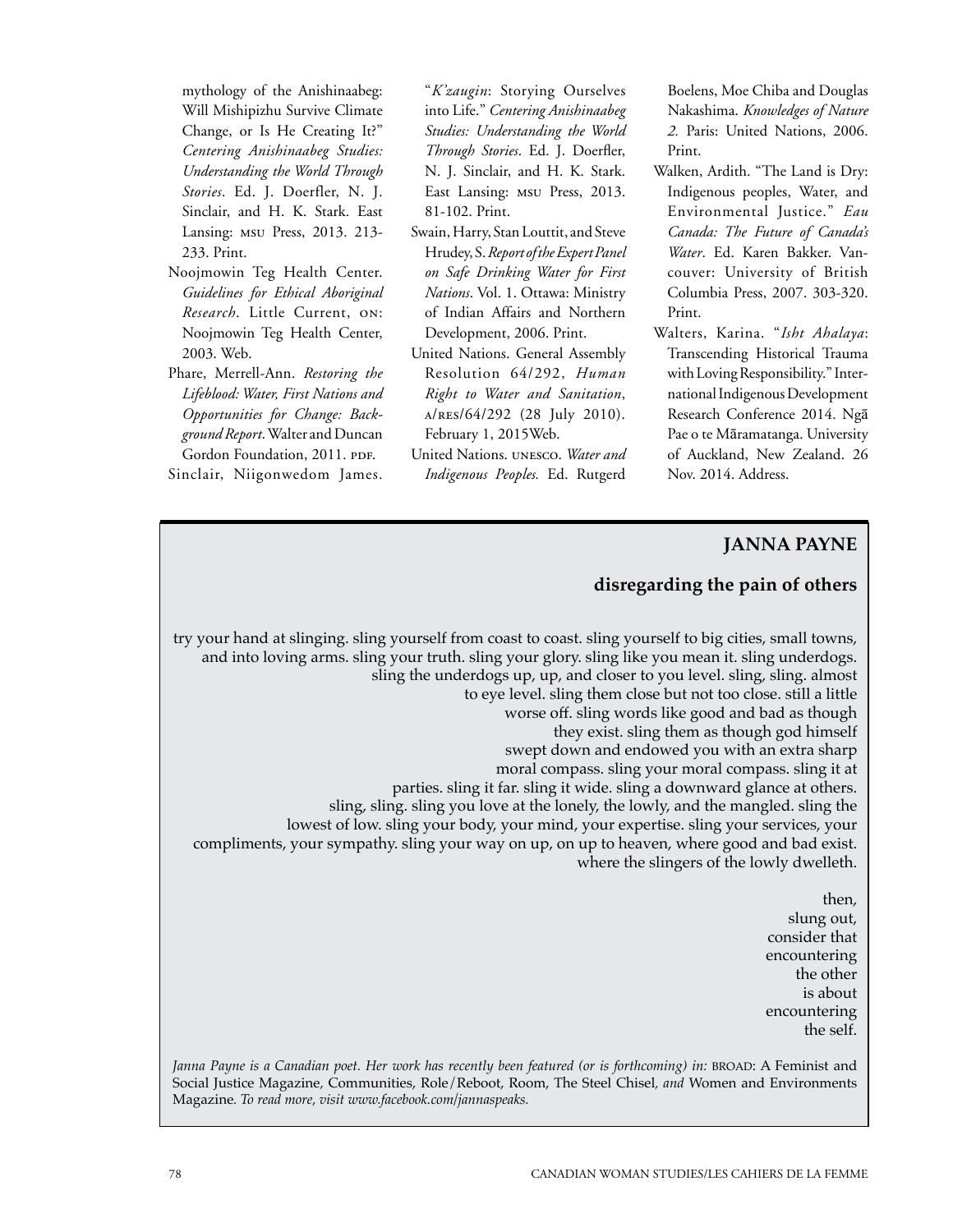mythology of the Anishinaabeg: Will Mishipizhu Survive Climate Change, or Is He Creating It?" *Centering Anishinaabeg Studies: Understanding the World Through Stories*. Ed. J. Doerfler, N. J. Sinclair, and H. K. Stark. East Lansing: MSU Press, 2013. 213-233. Print.

Noojmowin Teg Health Center. *Guidelines for Ethical Aboriginal Research*. Little Current, ON: Noojmowin Teg Health Center, 2003. Web.

Phare, Merrell-Ann. *Restoring the Lifeblood: Water, First Nations and Opportunities for Change: Background Report*. Walter and Duncan Gordon Foundation, 2011. PDF.

Sinclair, Niigonwedom James. "*K'zaugin*: Storying Ourselves into Life." *Centering Anishinaabeg Studies: Understanding the World Through Stories*. Ed. J. Doerfler, N. J. Sinclair, and H. K. Stark. East Lansing: MSU Press, 2013. 81-102. Print.

Swain, Harry, Stan Louttit, and Steve Hrudey, S. *Report of the Expert Panel on Safe Drinking Water for First Nations*. Vol. 1. Ottawa: Ministry of Indian Affairs and Northern Development, 2006. Print.

United Nations. General Assembly Resolution 64/292, *Human Right to Water and Sanitation*, A/RES/64/292 (28 July 2010). February 1, 2015Web.

United Nations. UNESCO. *Water and Indigenous Peoples.* Ed. Rutgerd Boelens, Moe Chiba and Douglas Nakashima. *Knowledges of Nature 2.* Paris: United Nations, 2006. Print.

Walken, Ardith. "The Land is Dry: Indigenous peoples, Water, and Environmental Justice." *Eau Canada: The Future of Canada's Water*. Ed. Karen Bakker. Vancouver: University of British Columbia Press, 2007. 303-320. Print.

Walters, Karina. "*Isht Ahalaya*: Transcending Historical Trauma with Loving Responsibility." International Indigenous Development Research Conference 2014. Ngā Pae o te Māramatanga. University of Auckland, New Zealand. 26 Nov. 2014. Address.

## JANNA PAYNE

### disregarding the pain of others

try your hand at slinging. sling yourself from coast to coast. sling yourself to big cities, small towns,
and into loving arms. sling your truth. sling your glory. sling like you mean it. sling underdogs.
sling the underdogs up, up, and closer to you level. sling, sling. almost
to eye level. sling them close but not too close. still a little
worse off. sling words like good and bad as though
they exist. sling them as though god himself
swept down and endowed you with an extra sharp
moral compass. sling your moral compass. sling it at
parties. sling it far. sling it wide. sling a downward glance at others.
sling, sling. sling you love at the lonely, the lowly, and the mangled. sling the
lowest of low. sling your body, your mind, your expertise. sling your services, your
compliments, your sympathy. sling your way on up, on up to heaven, where good and bad exist.
where the slingers of the lowly dwelleth.

then,
slung out,
consider that
encountering
the other
is about
encountering
the self.

*Janna Payne is a Canadian poet. Her work has recently been featured (or is forthcoming) in:* BROAD: A Feminist and Social Justice Magazine*,* Communities*,* Role/Reboot*,* Room*,* The Steel Chisel*, and* Women and Environments Magazine*. To read more, visit www.facebook.com/jannaspeaks.*